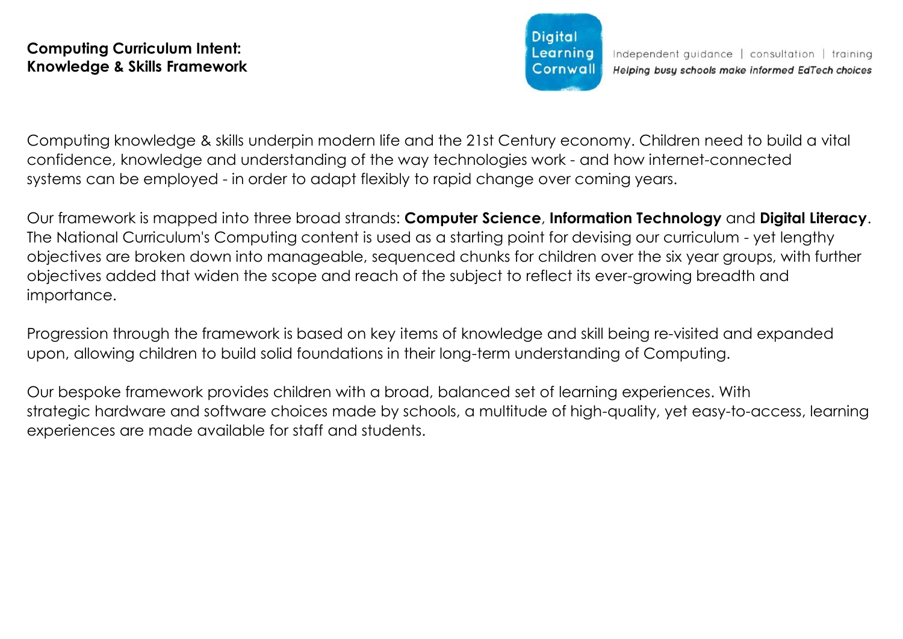**Computing Curriculum Intent:**
**Knowledge & Skills Framework**

Digital Learning Cornwall

Independent guidance | consultation | training

*Helping busy schools make informed EdTech choices*

Computing knowledge & skills underpin modern life and the 21st Century economy. Children need to build a vital confidence, knowledge and understanding of the way technologies work - and how internet-connected systems can be employed - in order to adapt flexibly to rapid change over coming years.

Our framework is mapped into three broad strands: **Computer Science**, **Information Technology** and **Digital Literacy**. The National Curriculum's Computing content is used as a starting point for devising our curriculum - yet lengthy objectives are broken down into manageable, sequenced chunks for children over the six year groups, with further objectives added that widen the scope and reach of the subject to reflect its ever-growing breadth and importance.

Progression through the framework is based on key items of knowledge and skill being re-visited and expanded upon, allowing children to build solid foundations in their long-term understanding of Computing.

Our bespoke framework provides children with a broad, balanced set of learning experiences. With strategic hardware and software choices made by schools, a multitude of high-quality, yet easy-to-access, learning experiences are made available for staff and students.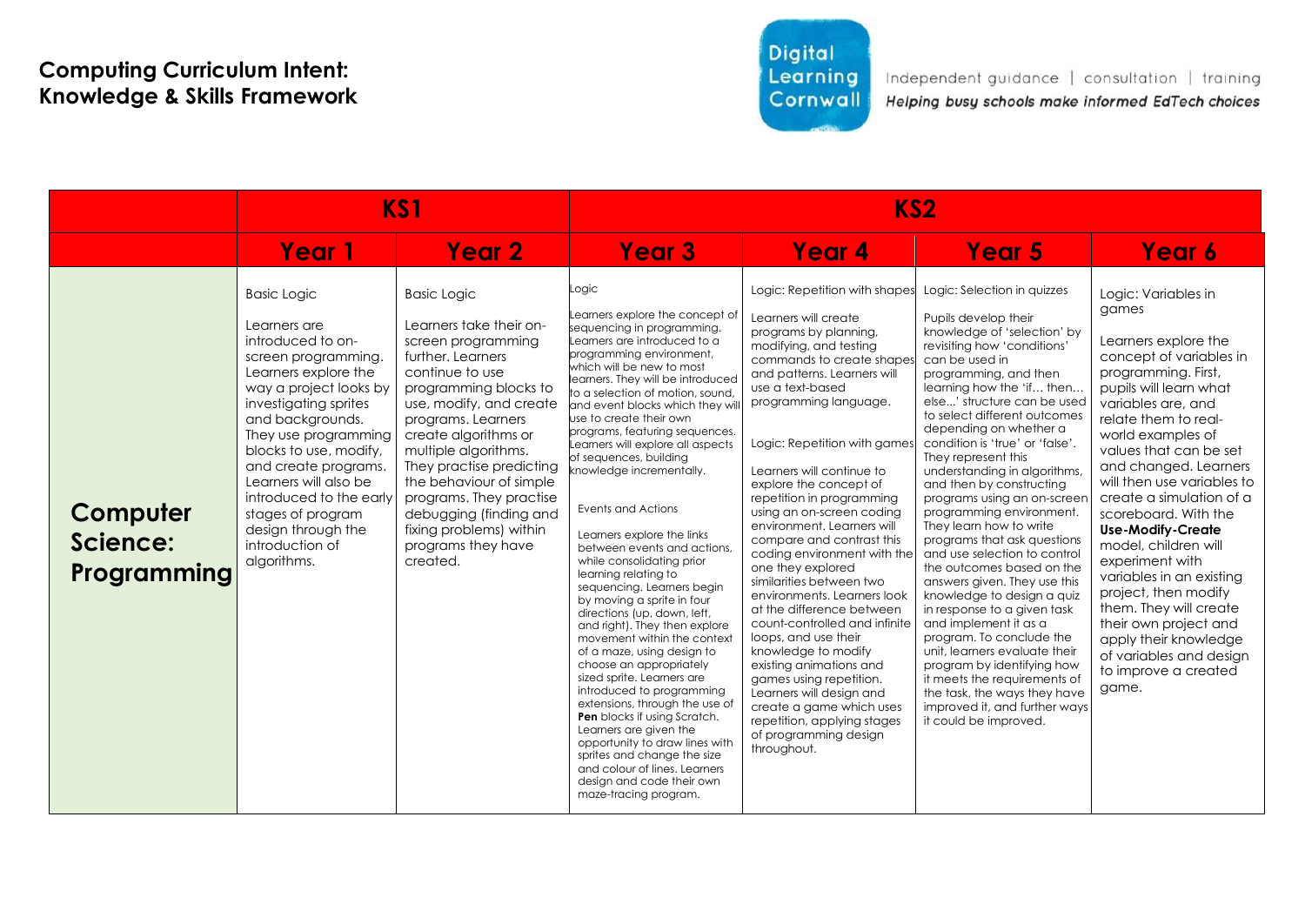# Computing Curriculum Intent: Knowledge & Skills Framework

Digital Learning Cornwall

Independent guidance | consultation | training
*Helping busy schools make informed EdTech choices*

| | KS1 | | KS2 | | | |
|---|---|---|---|---|---|---|
| | **Year 1** | **Year 2** | **Year 3** | **Year 4** | **Year 5** | **Year 6** |
| **Computer Science: Programming** | Basic Logic<br><br>Learners are introduced to on-screen programming. Learners explore the way a project looks by investigating sprites and backgrounds. They use programming blocks to use, modify, and create programs. Learners will also be introduced to the early stages of program design through the introduction of algorithms. | Basic Logic<br><br>Learners take their on-screen programming further. Learners continue to use programming blocks to use, modify, and create programs. Learners create algorithms or multiple algorithms. They practise predicting the behaviour of simple programs. They practise debugging (finding and fixing problems) within programs they have created. | Logic<br><br>Learners explore the concept of sequencing in programming. Learners are introduced to a programming environment, which will be new to most learners. They will be introduced to a selection of motion, sound, and event blocks which they will use to create their own programs, featuring sequences. Learners will explore all aspects of sequences, building knowledge incrementally.<br><br>Events and Actions<br><br>Learners explore the links between events and actions, while consolidating prior learning relating to sequencing. Learners begin by moving a sprite in four directions (up, down, left, and right). They then explore movement within the context of a maze, using design to choose an appropriately sized sprite. Learners are introduced to programming extensions, through the use of **Pen** blocks if using Scratch. Learners are given the opportunity to draw lines with sprites and change the size and colour of lines. Learners design and code their own maze-tracing program. | Logic: Repetition with shapes<br><br>Learners will create programs by planning, modifying, and testing commands to create shapes and patterns. Learners will use a text-based programming language.<br><br>Logic: Repetition with games<br><br>Learners will continue to explore the concept of repetition in programming using an on-screen coding environment. Learners will compare and contrast this coding environment with the one they explored similarities between two environments. Learners look at the difference between count-controlled and infinite loops, and use their knowledge to modify existing animations and games using repetition. Learners will design and create a game which uses repetition, applying stages of programming design throughout. | Logic: Selection in quizzes<br><br>Pupils develop their knowledge of 'selection' by revisiting how 'conditions' can be used in programming, and then learning how the 'if… then… else...' structure can be used to select different outcomes depending on whether a condition is 'true' or 'false'. They represent this understanding in algorithms, and then by constructing programs using an on-screen programming environment. They learn how to write programs that ask questions and use selection to control the outcomes based on the answers given. They use this knowledge to design a quiz in response to a given task and implement it as a program. To conclude the unit, learners evaluate their program by identifying how it meets the requirements of the task, the ways they have improved it, and further ways it could be improved. | Logic: Variables in games<br><br>Learners explore the concept of variables in programming. First, pupils will learn what variables are, and relate them to real-world examples of values that can be set and changed. Learners will then use variables to create a simulation of a scoreboard. With the **Use-Modify-Create** model, children will experiment with variables in an existing project, then modify them. They will create their own project and apply their knowledge of variables and design to improve a created game. |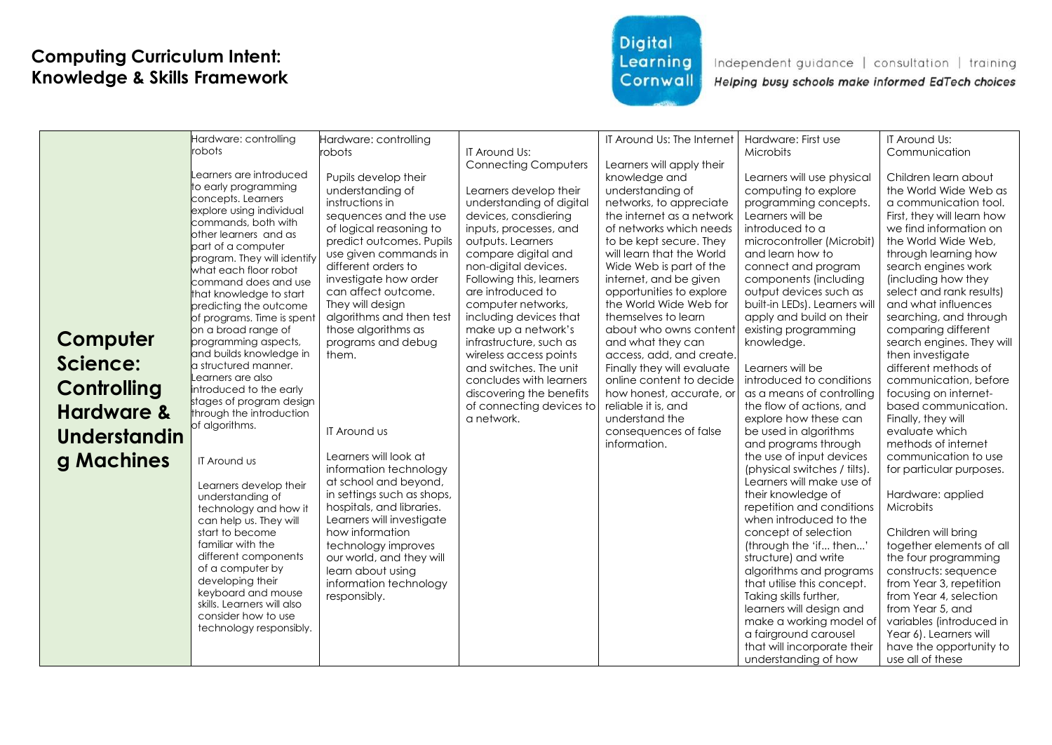# Computing Curriculum Intent: Knowledge & Skills Framework

Independent guidance | consultation | training
*Helping busy schools make informed EdTech choices*

| | | | | | | |
|---|---|---|---|---|---|---|
| **Computer Science: Controlling Hardware & Understanding Machines** | Hardware: controlling robots<br><br>Learners are introduced to early programming concepts. Learners explore using individual commands, both with other learners and as part of a computer program. They will identify what each floor robot command does and use that knowledge to start predicting the outcome of programs. Time is spent on a broad range of programming aspects, and builds knowledge in a structured manner. Learners are also introduced to the early stages of program design through the introduction of algorithms.<br><br>IT Around us<br><br>Learners develop their understanding of technology and how it can help us. They will start to become familiar with the different components of a computer by developing their keyboard and mouse skills. Learners will also consider how to use technology responsibly. | Hardware: controlling robots<br><br>Pupils develop their understanding of instructions in sequences and the use of logical reasoning to predict outcomes. Pupils use given commands in different orders to investigate how order can affect outcome. They will design algorithms and then test those algorithms as programs and debug them.<br><br>IT Around us<br><br>Learners will look at information technology at school and beyond, in settings such as shops, hospitals, and libraries. Learners will investigate how information technology improves our world, and they will learn about using information technology responsibly. | IT Around Us: Connecting Computers<br><br>Learners develop their understanding of digital devices, consdiering inputs, processes, and outputs. Learners compare digital and non-digital devices. Following this, learners are introduced to computer networks, including devices that make up a network's infrastructure, such as wireless access points and switches. The unit concludes with learners discovering the benefits of connecting devices to a network. | IT Around Us: The Internet<br><br>Learners will apply their knowledge and understanding of networks, to appreciate the internet as a network of networks which needs to be kept secure. They will learn that the World Wide Web is part of the internet, and be given opportunities to explore the World Wide Web for themselves to learn about who owns content and what they can access, add, and create. Finally they will evaluate online content to decide how honest, accurate, or reliable it is, and understand the consequences of false information. | Hardware: First use Microbits<br><br>Learners will use physical computing to explore programming concepts. Learners will be introduced to a microcontroller (Microbit) and learn how to connect and program components (including output devices such as built-in LEDs). Learners will apply and build on their existing programming knowledge.<br><br>Learners will be introduced to conditions as a means of controlling the flow of actions, and explore how these can be used in algorithms and programs through the use of input devices (physical switches / tilts). Learners will make use of their knowledge of repetition and conditions when introduced to the concept of selection (through the 'if... then...' structure) and write algorithms and programs that utilise this concept. Taking skills further, learners will design and make a working model of a fairground carousel that will incorporate their understanding of how | IT Around Us: Communication<br><br>Children learn about the World Wide Web as a communication tool. First, they will learn how we find information on the World Wide Web, through learning how search engines work (including how they select and rank results) and what influences searching, and through comparing different search engines. They will then investigate different methods of communication, before focusing on internet-based communication. Finally, they will evaluate which methods of internet communication to use for particular purposes.<br><br>Hardware: applied Microbits<br><br>Children will bring together elements of all the four programming constructs: sequence from Year 3, repetition from Year 4, selection from Year 5, and variables (introduced in Year 6). Learners will have the opportunity to use all of these |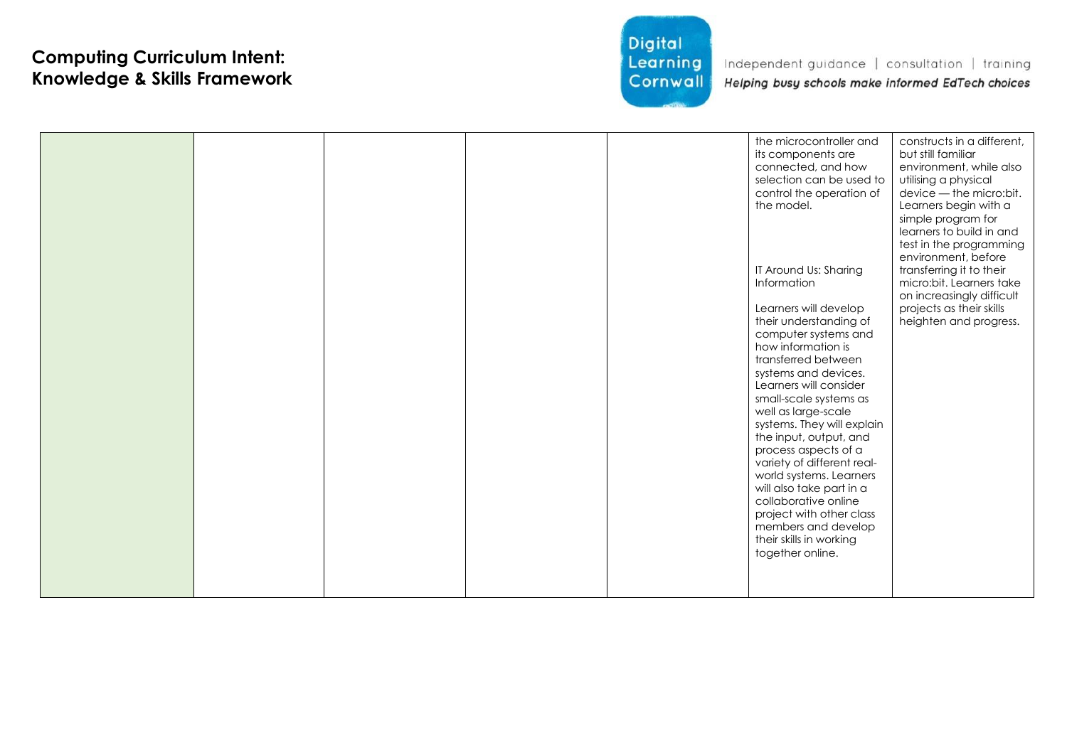| | | | | | | |
|---|---|---|---|---|---|---|
| | | | | | the microcontroller and its components are connected, and how selection can be used to control the operation of the model.<br><br>IT Around Us: Sharing Information<br><br>Learners will develop their understanding of computer systems and how information is transferred between systems and devices. Learners will consider small-scale systems as well as large-scale systems. They will explain the input, output, and process aspects of a variety of different real-world systems. Learners will also take part in a collaborative online project with other class members and develop their skills in working together online. | constructs in a different, but still familiar environment, while also utilising a physical device — the micro:bit. Learners begin with a simple program for learners to build in and test in the programming environment, before transferring it to their micro:bit. Learners take on increasingly difficult projects as their skills heighten and progress. |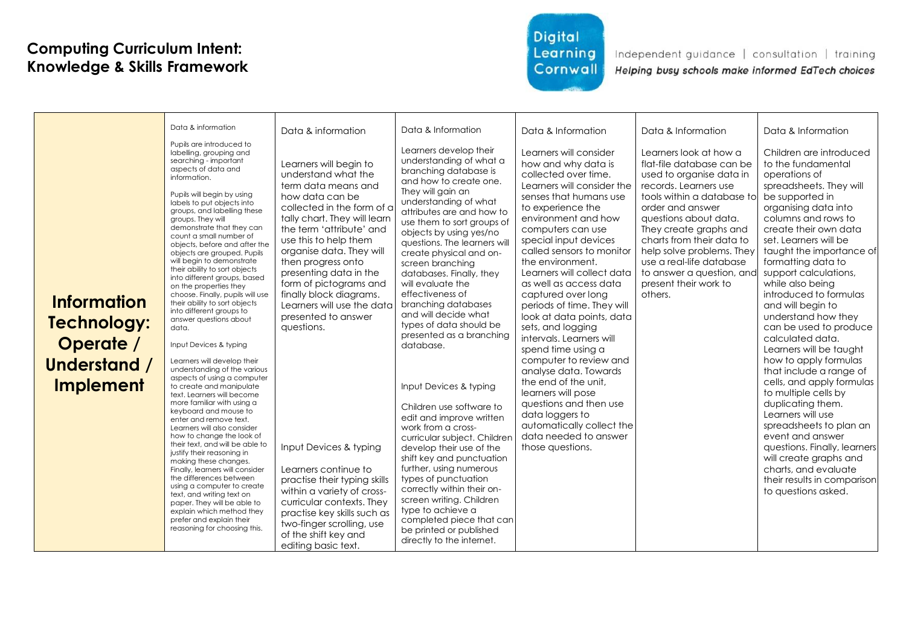# Computing Curriculum Intent: Knowledge & Skills Framework

Digital Learning Cornwall

Independent guidance | consultation | training

*Helping busy schools make informed EdTech choices*

| | | | | | | |
|---|---|---|---|---|---|---|
| **Information Technology: Operate / Understand / Implement** | Data & information<br><br>Pupils are introduced to labelling, grouping and searching - important aspects of data and information.<br><br>Pupils will begin by using labels to put objects into groups, and labelling these groups. They will demonstrate that they can count a small number of objects, before and after the objects are grouped. Pupils will begin to demonstrate their ability to sort objects into different groups, based on the properties they choose. Finally, pupils will use their ability to sort objects into different groups to answer questions about data.<br><br>Input Devices & typing<br><br>Learners will develop their understanding of the various aspects of using a computer to create and manipulate text. Learners will become more familiar with using a keyboard and mouse to enter and remove text. Learners will also consider how to change the look of their text, and will be able to justify their reasoning in making these changes. Finally, learners will consider the differences between using a computer to create text, and writing text on paper. They will be able to explain which method they prefer and explain their reasoning for choosing this. | Data & information<br><br>Learners will begin to understand what the term data means and how data can be collected in the form of a tally chart. They will learn the term 'attribute' and use this to help them organise data. They will then progress onto presenting data in the form of pictograms and finally block diagrams. Learners will use the data presented to answer questions.<br><br>Input Devices & typing<br><br>Learners continue to practise their typing skills within a variety of cross-curricular contexts. They practise key skills such as two-finger scrolling, use of the shift key and editing basic text. | Data & Information<br><br>Learners develop their understanding of what a branching database is and how to create one. They will gain an understanding of what attributes are and how to use them to sort groups of objects by using yes/no questions. The learners will create physical and on-screen branching databases. Finally, they will evaluate the effectiveness of branching databases and will decide what types of data should be presented as a branching database.<br><br>Input Devices & typing<br><br>Children use software to edit and improve written work from a cross-curricular subject. Children develop their use of the shift key and punctuation further, using numerous types of punctuation correctly within their on-screen writing. Children type to achieve a completed piece that can be printed or published directly to the internet. | Data & Information<br><br>Learners will consider how and why data is collected over time. Learners will consider the senses that humans use to experience the environment and how computers can use special input devices called sensors to monitor the environment. Learners will collect data as well as access data captured over long periods of time. They will look at data points, data sets, and logging intervals. Learners will spend time using a computer to review and analyse data. Towards the end of the unit, learners will pose questions and then use data loggers to automatically collect the data needed to answer those questions. | Data & Information<br><br>Learners look at how a flat-file database can be used to organise data in records. Learners use tools within a database to order and answer questions about data. They create graphs and charts from their data to help solve problems. They use a real-life database to answer a question, and present their work to others. | Data & Information<br><br>Children are introduced to the fundamental operations of spreadsheets. They will be supported in organising data into columns and rows to create their own data set. Learners will be taught the importance of formatting data to support calculations, while also being introduced to formulas and will begin to understand how they can be used to produce calculated data. Learners will be taught how to apply formulas that include a range of cells, and apply formulas to multiple cells by duplicating them. Learners will use spreadsheets to plan an event and answer questions. Finally, learners will create graphs and charts, and evaluate their results in comparison to questions asked. |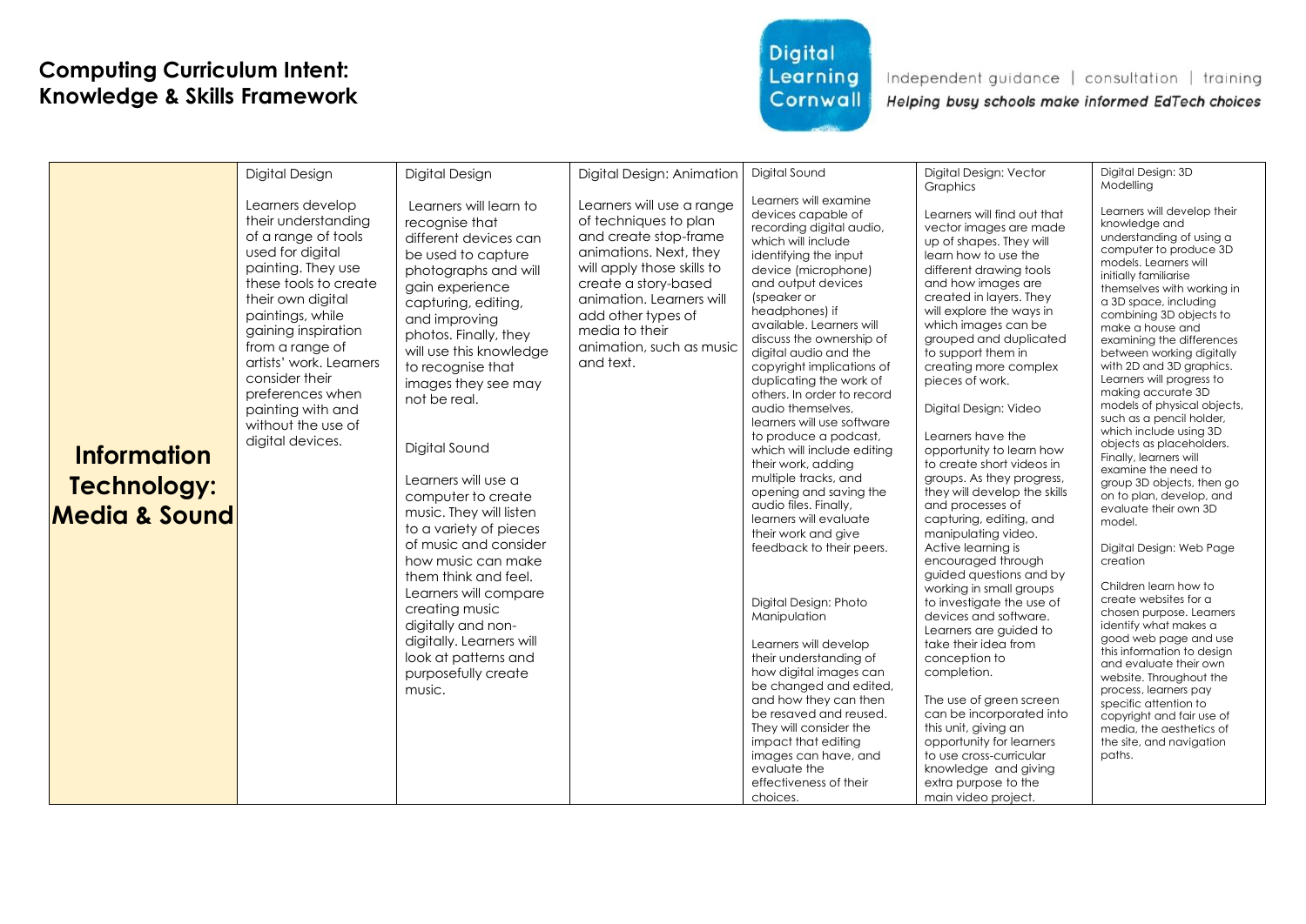# Computing Curriculum Intent: Knowledge & Skills Framework

Digital Learning Cornwall

Independent guidance | consultation | training

*Helping busy schools make informed EdTech choices*

| | | | | | | |
|---|---|---|---|---|---|---|
| **Information Technology: Media & Sound** | Digital Design<br><br>Learners develop their understanding of a range of tools used for digital painting. They use these tools to create their own digital paintings, while gaining inspiration from a range of artists' work. Learners consider their preferences when painting with and without the use of digital devices. | Digital Design<br><br>Learners will learn to recognise that different devices can be used to capture photographs and will gain experience capturing, editing, and improving photos. Finally, they will use this knowledge to recognise that images they see may not be real.<br><br>Digital Sound<br><br>Learners will use a computer to create music. They will listen to a variety of pieces of music and consider how music can make them think and feel. Learners will compare creating music digitally and non-digitally. Learners will look at patterns and purposefully create music. | Digital Design: Animation<br><br>Learners will use a range of techniques to plan and create stop-frame animations. Next, they will apply those skills to create a story-based animation. Learners will add other types of media to their animation, such as music and text. | Digital Sound<br><br>Learners will examine devices capable of recording digital audio, which will include identifying the input device (microphone) and output devices (speaker or headphones) if available. Learners will discuss the ownership of digital audio and the copyright implications of duplicating the work of others. In order to record audio themselves, learners will use software to produce a podcast, which will include editing their work, adding multiple tracks, and opening and saving the audio files. Finally, learners will evaluate their work and give feedback to their peers.<br><br>Digital Design: Photo Manipulation<br><br>Learners will develop their understanding of how digital images can be changed and edited, and how they can then be resaved and reused. They will consider the impact that editing images can have, and evaluate the effectiveness of their choices. | Digital Design: Vector Graphics<br><br>Learners will find out that vector images are made up of shapes. They will learn how to use the different drawing tools and how images are created in layers. They will explore the ways in which images can be grouped and duplicated to support them in creating more complex pieces of work.<br><br>Digital Design: Video<br><br>Learners have the opportunity to learn how to create short videos in groups. As they progress, they will develop the skills and processes of capturing, editing, and manipulating video. Active learning is encouraged through guided questions and by working in small groups to investigate the use of devices and software. Learners are guided to take their idea from conception to completion.<br><br>The use of green screen can be incorporated into this unit, giving an opportunity for learners to use cross-curricular knowledge and giving extra purpose to the main video project. | Digital Design: 3D Modelling<br><br>Learners will develop their knowledge and understanding of using a computer to produce 3D models. Learners will initially familiarise themselves with working in a 3D space, including combining 3D objects to make a house and examining the differences between working digitally with 2D and 3D graphics. Learners will progress to making accurate 3D models of physical objects, such as a pencil holder, which include using 3D objects as placeholders. Finally, learners will examine the need to group 3D objects, then go on to plan, develop, and evaluate their own 3D model.<br><br>Digital Design: Web Page creation<br><br>Children learn how to create websites for a chosen purpose. Learners identify what makes a good web page and use this information to design and evaluate their own website. Throughout the process, learners pay specific attention to copyright and fair use of media, the aesthetics of the site, and navigation paths. |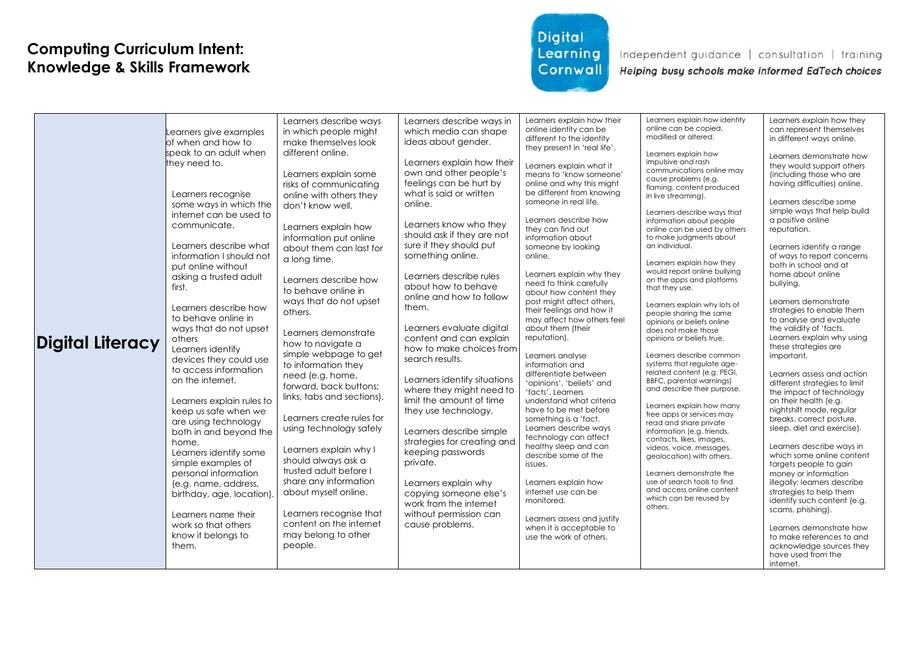# Computing Curriculum Intent: Knowledge & Skills Framework

Digital Learning Cornwall

Independent guidance | consultation | training

*Helping busy schools make informed EdTech choices*

| | | | | | | |
|---|---|---|---|---|---|---|
| **Digital Literacy** | Learners give examples of when and how to speak to an adult when they need to.<br><br>Learners recognise some ways in which the internet can be used to communicate.<br><br>Learners describe what information I should not put online without asking a trusted adult first.<br><br>Learners describe how to behave online in ways that do not upset others<br>Learners identify devices they could use to access information on the internet.<br><br>Learners explain rules to keep us safe when we are using technology both in and beyond the home.<br>Learners identify some simple examples of personal information (e.g. name, address, birthday, age, location).<br><br>Learners name their work so that others know it belongs to them. | Learners describe ways in which people might make themselves look different online.<br><br>Learners explain some risks of communicating online with others they don't know well.<br><br>Learners explain how information put online about them can last for a long time.<br><br>Learners describe how to behave online in ways that do not upset others.<br><br>Learners demonstrate how to navigate a simple webpage to get to information they need (e.g. home, forward, back buttons; links, tabs and sections).<br><br>Learners create rules for using technology safely<br><br>Learners explain why I should always ask a trusted adult before I share any information about myself online.<br><br>Learners recognise that content on the internet may belong to other people. | Learners describe ways in which media can shape ideas about gender.<br><br>Learners explain how their own and other people's feelings can be hurt by what is said or written online.<br><br>Learners know who they should ask if they are not sure if they should put something online.<br><br>Learners describe rules about how to behave online and how to follow them.<br><br>Learners evaluate digital content and can explain how to make choices from search results.<br><br>Learners identify situations where they might need to limit the amount of time they use technology.<br><br>Learners describe simple strategies for creating and keeping passwords private.<br><br>Learners explain why copying someone else's work from the internet without permission can cause problems. | Learners explain how their online identity can be different to the identity they present in 'real life'.<br><br>Learners explain what it means to 'know someone' online and why this might be different from knowing someone in real life.<br><br>Learners describe how they can find out information about someone by looking online.<br><br>Learners explain why they need to think carefully about how content they post might affect others, their feelings and how it may affect how others feel about them (their reputation).<br><br>Learners analyse information and differentiate between 'opinions', 'beliefs' and 'facts'. Learners understand what criteria have to be met before something is a 'fact'.<br>Learners describe ways technology can affect healthy sleep and can describe some of the issues.<br><br>Learners explain how internet use can be monitored.<br><br>Learners assess and justify when it is acceptable to use the work of others. | Learners explain how identity online can be copied, modified or altered.<br><br>Learners explain how impulsive and rash communications online may cause problems (e.g. flaming, content produced in live streaming).<br><br>Learners describe ways that information about people online can be used by others to make judgments about an individual.<br><br>Learners explain how they would report online bullying on the apps and platforms that they use.<br><br>Learners explain why lots of people sharing the same opinions or beliefs online does not make those opinions or beliefs true.<br><br>Learners describe common systems that regulate age-related content (e.g. PEGI, BBFC, parental warnings) and describe their purpose.<br><br>Learners explain how many free apps or services may read and share private information (e.g. friends, contacts, likes, images, videos, voice, messages, geolocation) with others.<br><br>Learners demonstrate the use of search tools to find and access online content which can be reused by others. | Learners explain how they can represent themselves in different ways online.<br><br>Learners demonstrate how they would support others (including those who are having difficulties) online.<br><br>Learners describe some simple ways that help build a positive online reputation.<br><br>Learners identify a range of ways to report concerns both in school and at home about online bullying.<br><br>Learners demonstrate strategies to enable them to analyse and evaluate the validity of 'facts. Learners explain why using these strategies are important.<br><br>Learners assess and action different strategies to limit the impact of technology on their health (e.g. nightshift mode, regular breaks, correct posture, sleep, diet and exercise).<br><br>Learners describe ways in which some online content targets people to gain money or information illegally; learners describe strategies to help them identify such content (e.g. scams, phishing).<br><br>Learners demonstrate how to make references to and acknowledge sources they have used from the internet. |